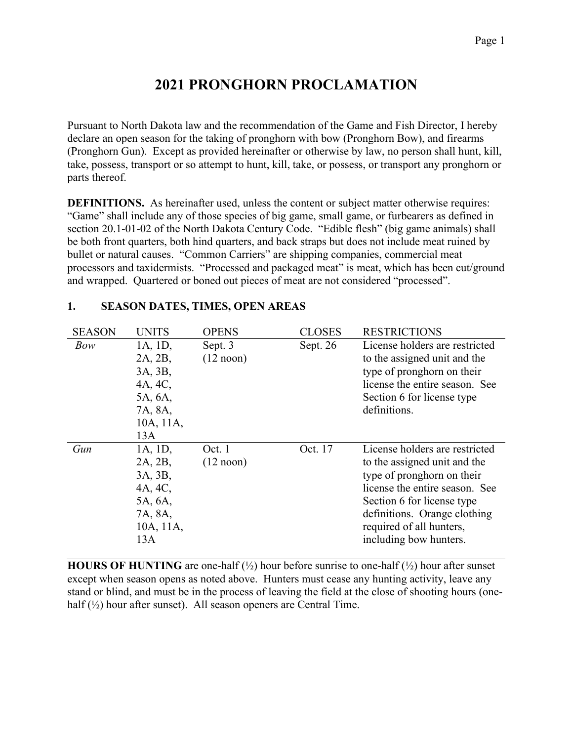# 2021 PRONGHORN PROCLAMATION

Pursuant to North Dakota law and the recommendation of the Game and Fish Director, I hereby declare an open season for the taking of pronghorn with bow (Pronghorn Bow), and firearms (Pronghorn Gun). Except as provided hereinafter or otherwise by law, no person shall hunt, kill, take, possess, transport or so attempt to hunt, kill, take, or possess, or transport any pronghorn or parts thereof.

**DEFINITIONS.** As hereinafter used, unless the content or subject matter otherwise requires: "Game" shall include any of those species of big game, small game, or furbearers as defined in section 20.1-01-02 of the North Dakota Century Code. "Edible flesh" (big game animals) shall be both front quarters, both hind quarters, and back straps but does not include meat ruined by bullet or natural causes. "Common Carriers" are shipping companies, commercial meat processors and taxidermists. "Processed and packaged meat" is meat, which has been cut/ground and wrapped. Quartered or boned out pieces of meat are not considered "processed".

## 1. SEASON DATES, TIMES, OPEN AREAS

| SEASON | UNITS | OPENS | CLOSES | RESTRICTIONS |
|---|---|---|---|---|
| *Bow* | 1A, 1D, 2A, 2B, 3A, 3B, 4A, 4C, 5A, 6A, 7A, 8A, 10A, 11A, 13A | Sept. 3 (12 noon) | Sept. 26 | License holders are restricted to the assigned unit and the type of pronghorn on their license the entire season. See Section 6 for license type definitions. |
| *Gun* | 1A, 1D, 2A, 2B, 3A, 3B, 4A, 4C, 5A, 6A, 7A, 8A, 10A, 11A, 13A | Oct. 1 (12 noon) | Oct. 17 | License holders are restricted to the assigned unit and the type of pronghorn on their license the entire season. See Section 6 for license type definitions. Orange clothing required of all hunters, including bow hunters. |

**HOURS OF HUNTING** are one-half (½) hour before sunrise to one-half (½) hour after sunset except when season opens as noted above. Hunters must cease any hunting activity, leave any stand or blind, and must be in the process of leaving the field at the close of shooting hours (one-half (½) hour after sunset). All season openers are Central Time.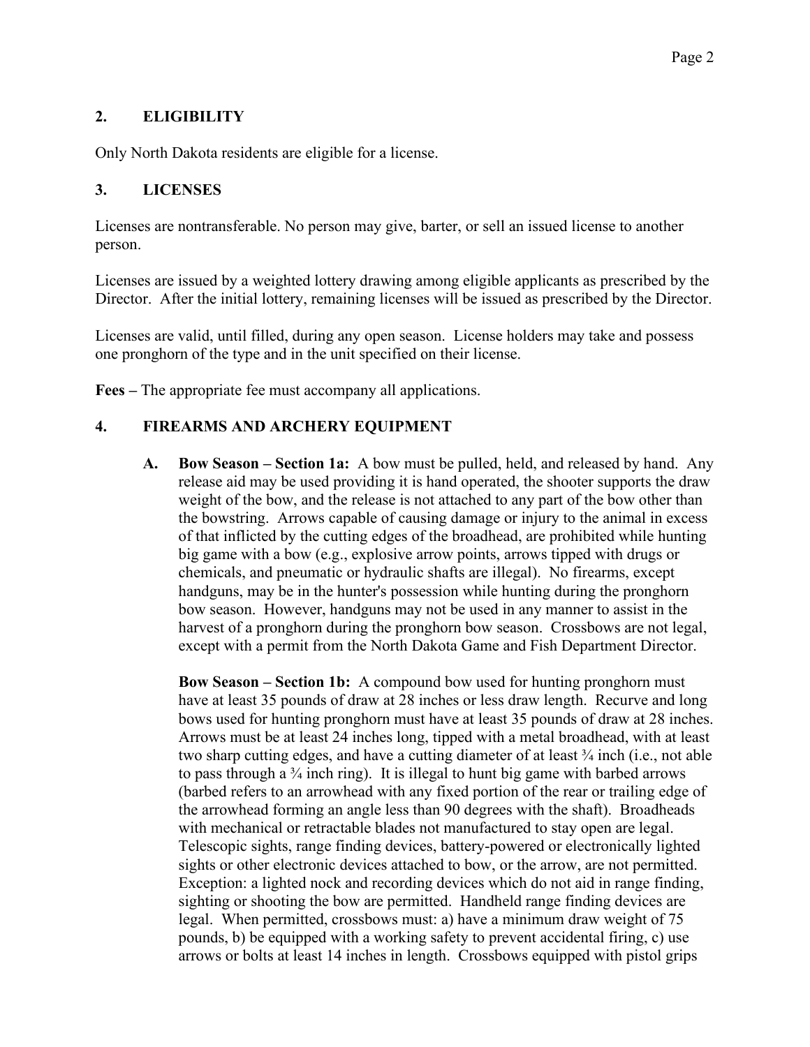## 2. ELIGIBILITY

Only North Dakota residents are eligible for a license.

## 3. LICENSES

Licenses are nontransferable. No person may give, barter, or sell an issued license to another person.

Licenses are issued by a weighted lottery drawing among eligible applicants as prescribed by the Director. After the initial lottery, remaining licenses will be issued as prescribed by the Director.

Licenses are valid, until filled, during any open season. License holders may take and possess one pronghorn of the type and in the unit specified on their license.

**Fees –** The appropriate fee must accompany all applications.

## 4. FIREARMS AND ARCHERY EQUIPMENT

**A. Bow Season – Section 1a:** A bow must be pulled, held, and released by hand. Any release aid may be used providing it is hand operated, the shooter supports the draw weight of the bow, and the release is not attached to any part of the bow other than the bowstring. Arrows capable of causing damage or injury to the animal in excess of that inflicted by the cutting edges of the broadhead, are prohibited while hunting big game with a bow (e.g., explosive arrow points, arrows tipped with drugs or chemicals, and pneumatic or hydraulic shafts are illegal). No firearms, except handguns, may be in the hunter's possession while hunting during the pronghorn bow season. However, handguns may not be used in any manner to assist in the harvest of a pronghorn during the pronghorn bow season. Crossbows are not legal, except with a permit from the North Dakota Game and Fish Department Director.

**Bow Season – Section 1b:** A compound bow used for hunting pronghorn must have at least 35 pounds of draw at 28 inches or less draw length. Recurve and long bows used for hunting pronghorn must have at least 35 pounds of draw at 28 inches. Arrows must be at least 24 inches long, tipped with a metal broadhead, with at least two sharp cutting edges, and have a cutting diameter of at least ¾ inch (i.e., not able to pass through a ¾ inch ring). It is illegal to hunt big game with barbed arrows (barbed refers to an arrowhead with any fixed portion of the rear or trailing edge of the arrowhead forming an angle less than 90 degrees with the shaft). Broadheads with mechanical or retractable blades not manufactured to stay open are legal. Telescopic sights, range finding devices, battery-powered or electronically lighted sights or other electronic devices attached to bow, or the arrow, are not permitted. Exception: a lighted nock and recording devices which do not aid in range finding, sighting or shooting the bow are permitted. Handheld range finding devices are legal. When permitted, crossbows must: a) have a minimum draw weight of 75 pounds, b) be equipped with a working safety to prevent accidental firing, c) use arrows or bolts at least 14 inches in length. Crossbows equipped with pistol grips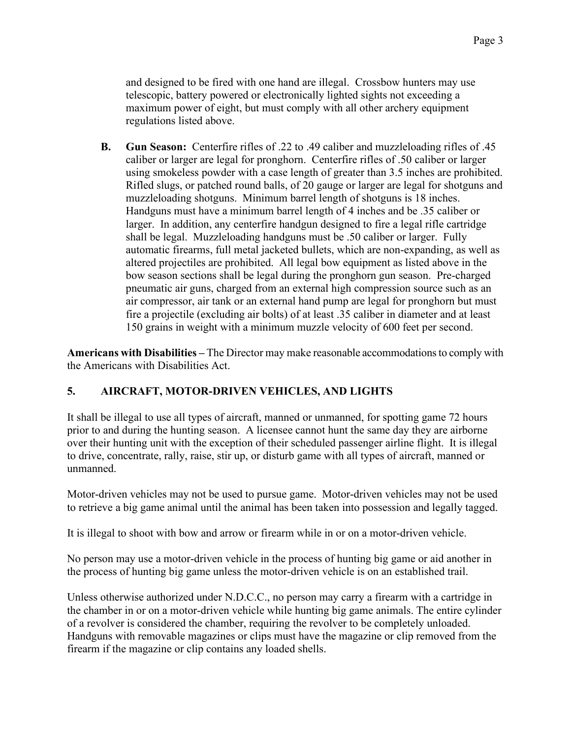and designed to be fired with one hand are illegal. Crossbow hunters may use telescopic, battery powered or electronically lighted sights not exceeding a maximum power of eight, but must comply with all other archery equipment regulations listed above.

**B. Gun Season:** Centerfire rifles of .22 to .49 caliber and muzzleloading rifles of .45 caliber or larger are legal for pronghorn. Centerfire rifles of .50 caliber or larger using smokeless powder with a case length of greater than 3.5 inches are prohibited. Rifled slugs, or patched round balls, of 20 gauge or larger are legal for shotguns and muzzleloading shotguns. Minimum barrel length of shotguns is 18 inches. Handguns must have a minimum barrel length of 4 inches and be .35 caliber or larger. In addition, any centerfire handgun designed to fire a legal rifle cartridge shall be legal. Muzzleloading handguns must be .50 caliber or larger. Fully automatic firearms, full metal jacketed bullets, which are non-expanding, as well as altered projectiles are prohibited. All legal bow equipment as listed above in the bow season sections shall be legal during the pronghorn gun season. Pre-charged pneumatic air guns, charged from an external high compression source such as an air compressor, air tank or an external hand pump are legal for pronghorn but must fire a projectile (excluding air bolts) of at least .35 caliber in diameter and at least 150 grains in weight with a minimum muzzle velocity of 600 feet per second.

**Americans with Disabilities –** The Director may make reasonable accommodations to comply with the Americans with Disabilities Act.

## 5. AIRCRAFT, MOTOR-DRIVEN VEHICLES, AND LIGHTS

It shall be illegal to use all types of aircraft, manned or unmanned, for spotting game 72 hours prior to and during the hunting season. A licensee cannot hunt the same day they are airborne over their hunting unit with the exception of their scheduled passenger airline flight. It is illegal to drive, concentrate, rally, raise, stir up, or disturb game with all types of aircraft, manned or unmanned.

Motor-driven vehicles may not be used to pursue game. Motor-driven vehicles may not be used to retrieve a big game animal until the animal has been taken into possession and legally tagged.

It is illegal to shoot with bow and arrow or firearm while in or on a motor-driven vehicle.

No person may use a motor-driven vehicle in the process of hunting big game or aid another in the process of hunting big game unless the motor-driven vehicle is on an established trail.

Unless otherwise authorized under N.D.C.C., no person may carry a firearm with a cartridge in the chamber in or on a motor-driven vehicle while hunting big game animals. The entire cylinder of a revolver is considered the chamber, requiring the revolver to be completely unloaded. Handguns with removable magazines or clips must have the magazine or clip removed from the firearm if the magazine or clip contains any loaded shells.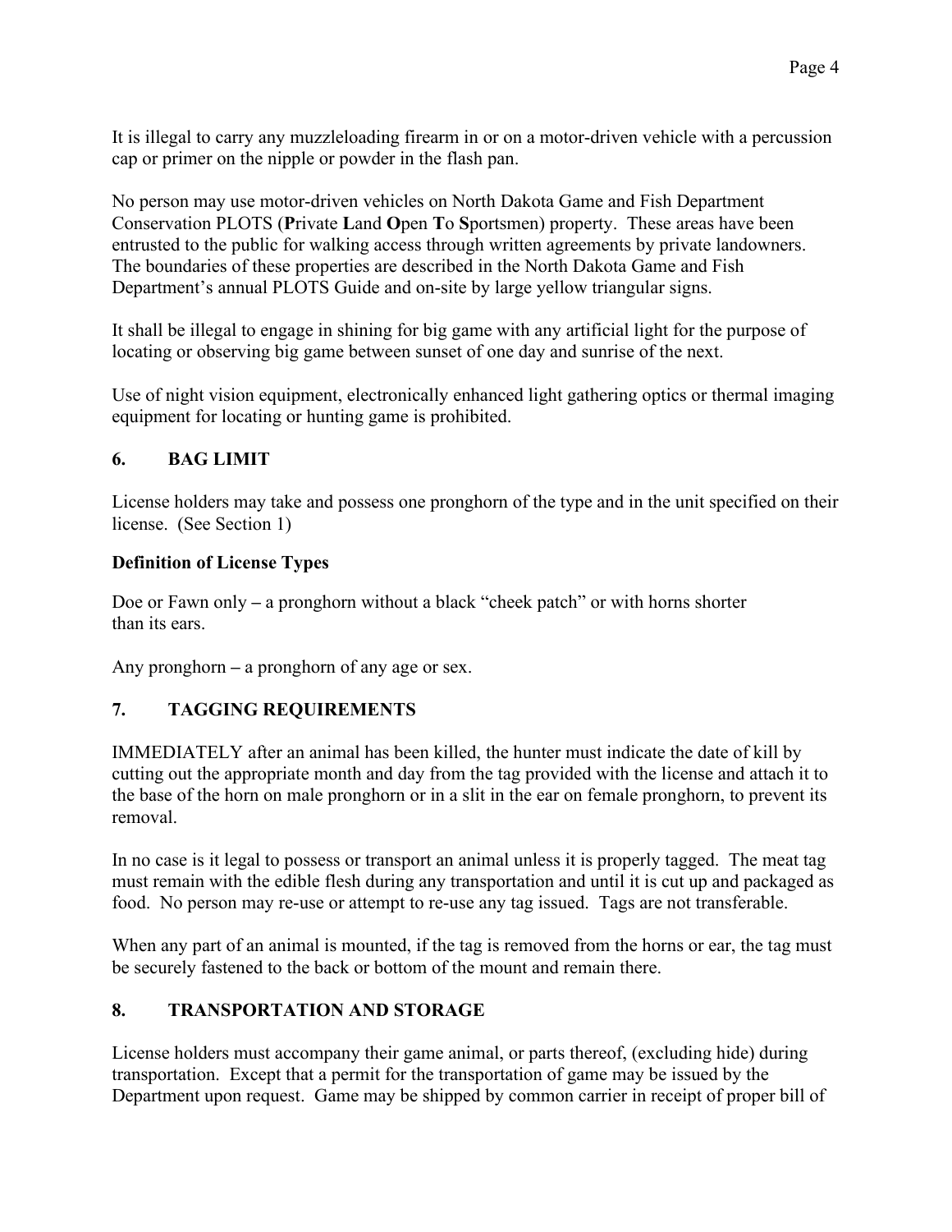It is illegal to carry any muzzleloading firearm in or on a motor-driven vehicle with a percussion cap or primer on the nipple or powder in the flash pan.

No person may use motor-driven vehicles on North Dakota Game and Fish Department Conservation PLOTS (**P**rivate **L**and **O**pen **T**o **S**portsmen) property. These areas have been entrusted to the public for walking access through written agreements by private landowners. The boundaries of these properties are described in the North Dakota Game and Fish Department's annual PLOTS Guide and on-site by large yellow triangular signs.

It shall be illegal to engage in shining for big game with any artificial light for the purpose of locating or observing big game between sunset of one day and sunrise of the next.

Use of night vision equipment, electronically enhanced light gathering optics or thermal imaging equipment for locating or hunting game is prohibited.

## 6. BAG LIMIT

License holders may take and possess one pronghorn of the type and in the unit specified on their license. (See Section 1)

**Definition of License Types**

Doe or Fawn only **–** a pronghorn without a black "cheek patch" or with horns shorter than its ears.

Any pronghorn **–** a pronghorn of any age or sex.

## 7. TAGGING REQUIREMENTS

IMMEDIATELY after an animal has been killed, the hunter must indicate the date of kill by cutting out the appropriate month and day from the tag provided with the license and attach it to the base of the horn on male pronghorn or in a slit in the ear on female pronghorn, to prevent its removal.

In no case is it legal to possess or transport an animal unless it is properly tagged. The meat tag must remain with the edible flesh during any transportation and until it is cut up and packaged as food. No person may re-use or attempt to re-use any tag issued. Tags are not transferable.

When any part of an animal is mounted, if the tag is removed from the horns or ear, the tag must be securely fastened to the back or bottom of the mount and remain there.

## 8. TRANSPORTATION AND STORAGE

License holders must accompany their game animal, or parts thereof, (excluding hide) during transportation. Except that a permit for the transportation of game may be issued by the Department upon request. Game may be shipped by common carrier in receipt of proper bill of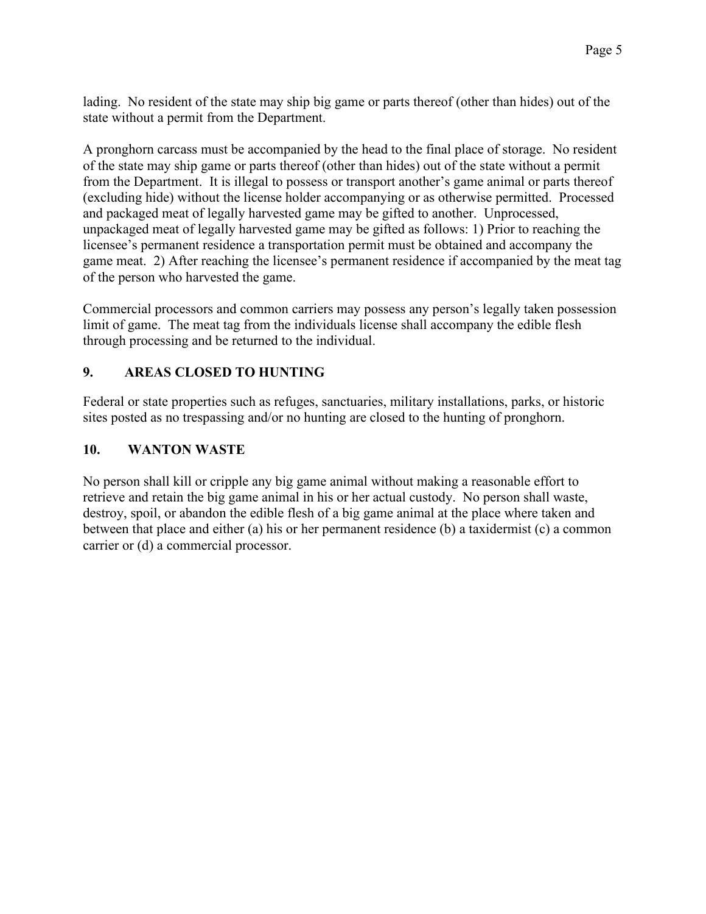lading. No resident of the state may ship big game or parts thereof (other than hides) out of the state without a permit from the Department.

A pronghorn carcass must be accompanied by the head to the final place of storage. No resident of the state may ship game or parts thereof (other than hides) out of the state without a permit from the Department. It is illegal to possess or transport another's game animal or parts thereof (excluding hide) without the license holder accompanying or as otherwise permitted. Processed and packaged meat of legally harvested game may be gifted to another. Unprocessed, unpackaged meat of legally harvested game may be gifted as follows: 1) Prior to reaching the licensee's permanent residence a transportation permit must be obtained and accompany the game meat. 2) After reaching the licensee's permanent residence if accompanied by the meat tag of the person who harvested the game.

Commercial processors and common carriers may possess any person's legally taken possession limit of game. The meat tag from the individuals license shall accompany the edible flesh through processing and be returned to the individual.

## 9. AREAS CLOSED TO HUNTING

Federal or state properties such as refuges, sanctuaries, military installations, parks, or historic sites posted as no trespassing and/or no hunting are closed to the hunting of pronghorn.

## 10. WANTON WASTE

No person shall kill or cripple any big game animal without making a reasonable effort to retrieve and retain the big game animal in his or her actual custody. No person shall waste, destroy, spoil, or abandon the edible flesh of a big game animal at the place where taken and between that place and either (a) his or her permanent residence (b) a taxidermist (c) a common carrier or (d) a commercial processor.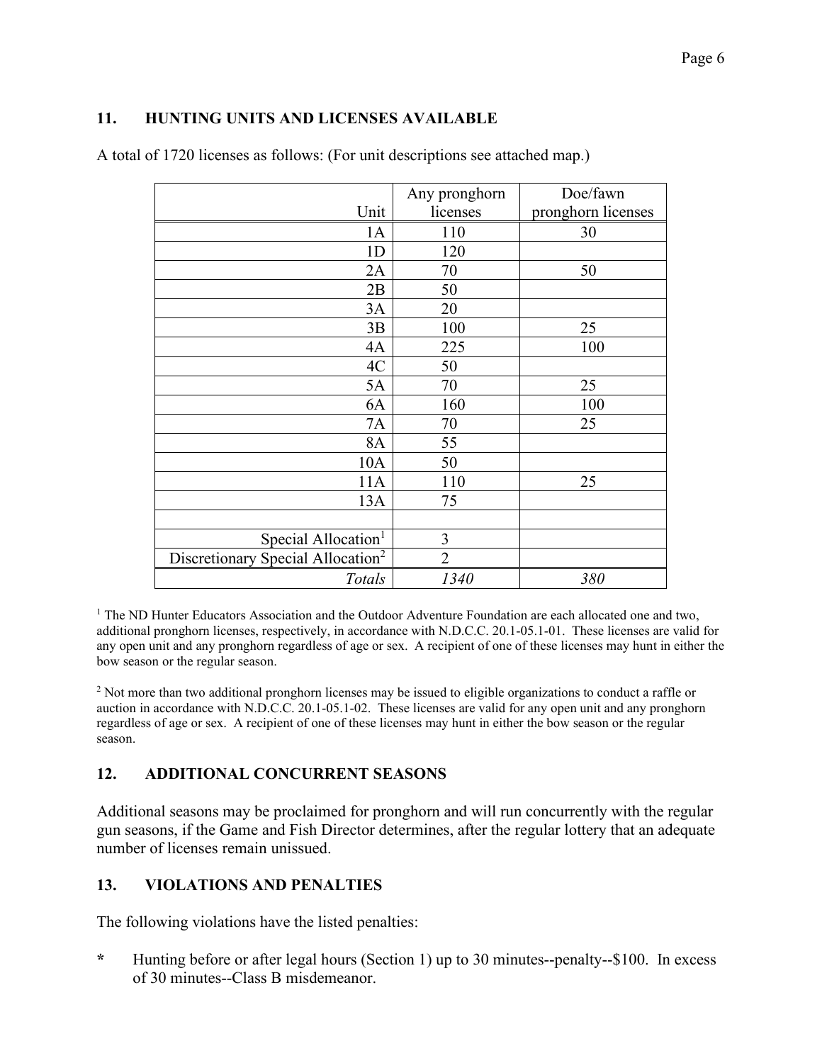## 11. HUNTING UNITS AND LICENSES AVAILABLE

A total of 1720 licenses as follows: (For unit descriptions see attached map.)

| Unit | Any pronghorn licenses | Doe/fawn pronghorn licenses |
|---|---|---|
| 1A | 110 | 30 |
| 1D | 120 | |
| 2A | 70 | 50 |
| 2B | 50 | |
| 3A | 20 | |
| 3B | 100 | 25 |
| 4A | 225 | 100 |
| 4C | 50 | |
| 5A | 70 | 25 |
| 6A | 160 | 100 |
| 7A | 70 | 25 |
| 8A | 55 | |
| 10A | 50 | |
| 11A | 110 | 25 |
| 13A | 75 | |
| | | |
| Special Allocation[1] | 3 | |
| Discretionary Special Allocation[2] | 2 | |
| *Totals* | *1340* | *380* |

[1] The ND Hunter Educators Association and the Outdoor Adventure Foundation are each allocated one and two, additional pronghorn licenses, respectively, in accordance with N.D.C.C. 20.1-05.1-01. These licenses are valid for any open unit and any pronghorn regardless of age or sex. A recipient of one of these licenses may hunt in either the bow season or the regular season.

[2] Not more than two additional pronghorn licenses may be issued to eligible organizations to conduct a raffle or auction in accordance with N.D.C.C. 20.1-05.1-02. These licenses are valid for any open unit and any pronghorn regardless of age or sex. A recipient of one of these licenses may hunt in either the bow season or the regular season.

## 12. ADDITIONAL CONCURRENT SEASONS

Additional seasons may be proclaimed for pronghorn and will run concurrently with the regular gun seasons, if the Game and Fish Director determines, after the regular lottery that an adequate number of licenses remain unissued.

## 13. VIOLATIONS AND PENALTIES

The following violations have the listed penalties:

* Hunting before or after legal hours (Section 1) up to 30 minutes--penalty--$100. In excess of 30 minutes--Class B misdemeanor.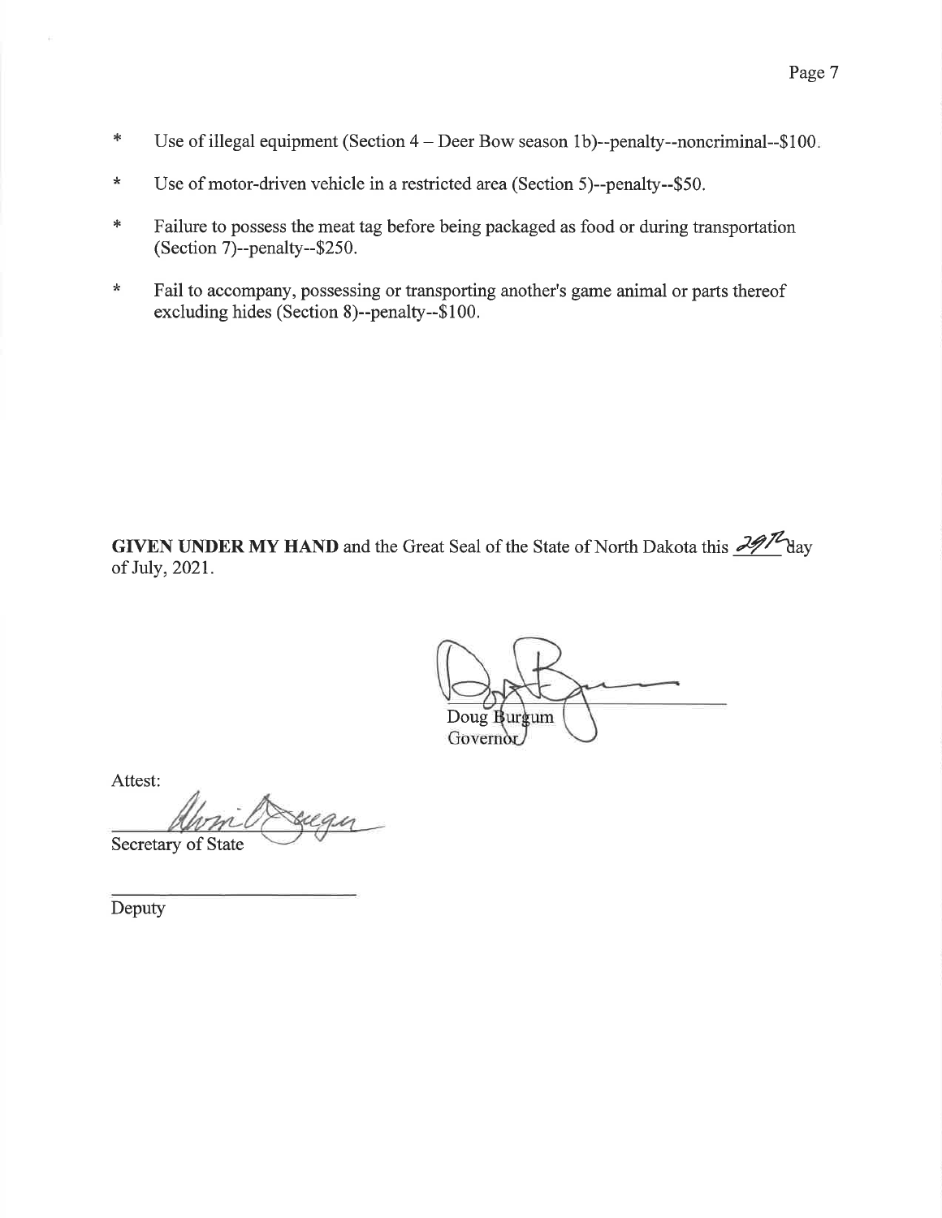* Use of illegal equipment (Section 4 – Deer Bow season 1b)--penalty--noncriminal--$100.

* Use of motor-driven vehicle in a restricted area (Section 5)--penalty--$50.

* Failure to possess the meat tag before being packaged as food or during transportation (Section 7)--penalty--$250.

* Fail to accompany, possessing or transporting another's game animal or parts thereof excluding hides (Section 8)--penalty--$100.

**GIVEN UNDER MY HAND** and the Great Seal of the State of North Dakota this 29th day of July, 2021.

Doug Burgum
Governor

Attest:

Secretary of State

Deputy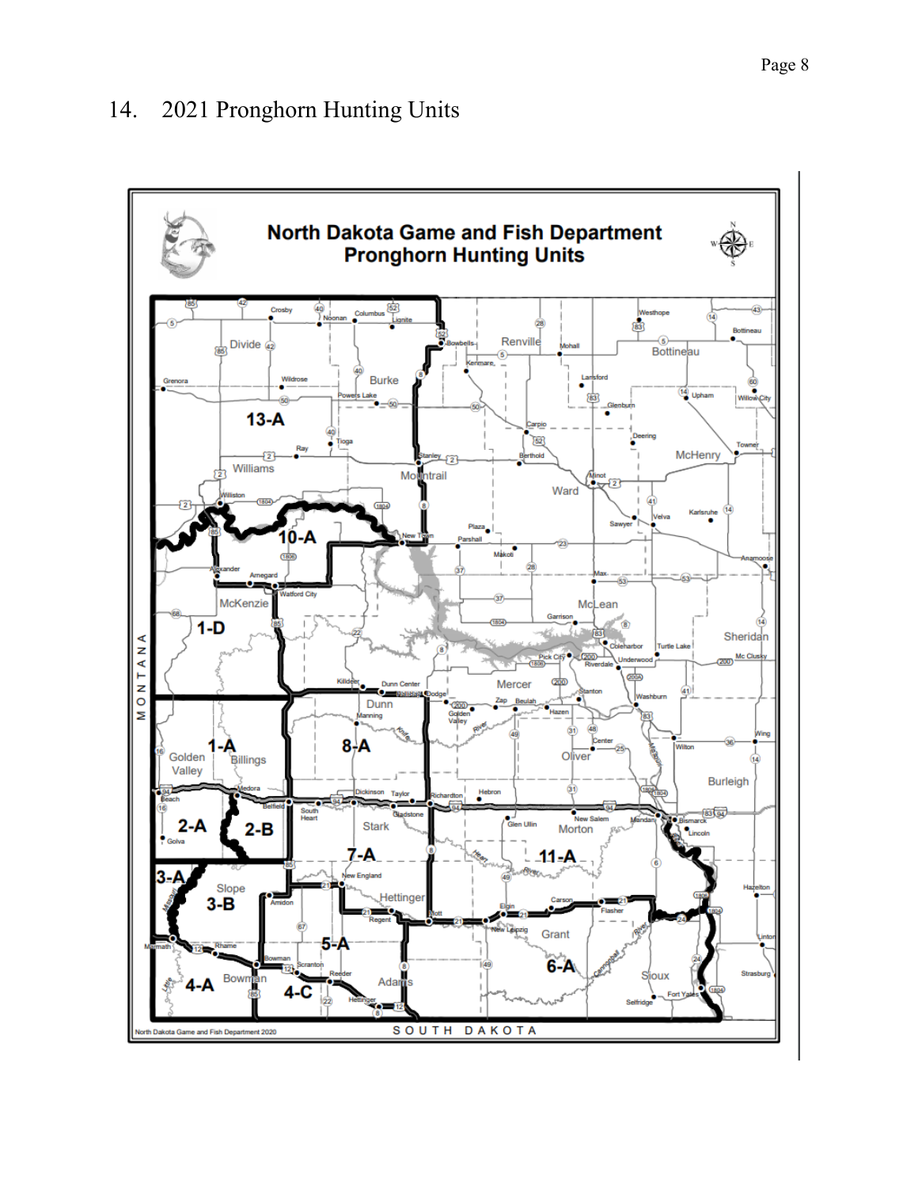## 14. 2021 Pronghorn Hunting Units

North Dakota Game and Fish Department
Pronghorn Hunting Units

13-A
10-A
1-D
1-A
8-A
2-A
2-B
7-A
11-A
3-A
3-B
5-A
6-A
4-A
4-C

MONTANA
SOUTH DAKOTA

North Dakota Game and Fish Department 2020